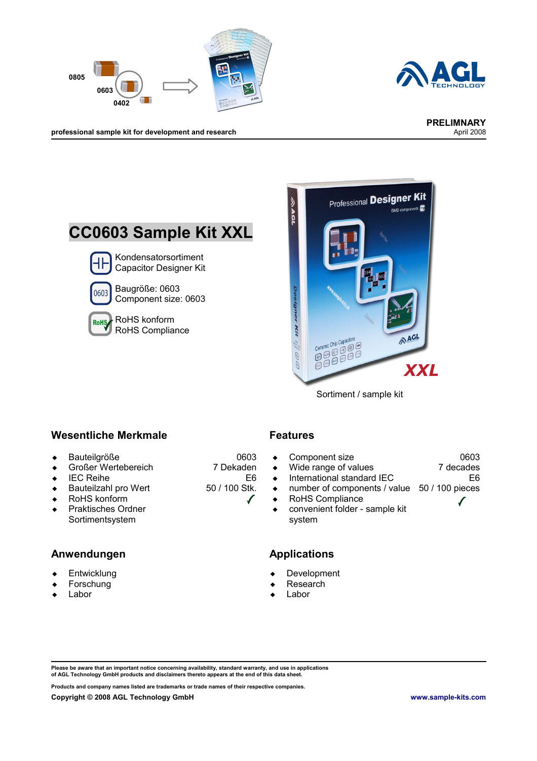professional sample kit for development and research

**PRELIMNARY**
April 2008

# CC0603 Sample Kit XXL

Kondensatorsortiment
Capacitor Designer Kit

Baugröße: 0603
Component size: 0603

RoHS konform
RoHS Compliance

Sortiment / sample kit

## Wesentliche Merkmale

| | |
|---|---|
| Bauteilgröße | 0603 |
| Großer Wertebereich | 7 Dekaden |
| IEC Reihe | E6 |
| Bauteilzahl pro Wert | 50 / 100 Stk. |
| RoHS konform | ✓ |
| Praktisches Ordner Sortimentsystem | |

## Features

| | |
|---|---|
| Component size | 0603 |
| Wide range of values | 7 decades |
| International standard IEC | E6 |
| number of components / value | 50 / 100 pieces |
| RoHS Compliance | ✓ |
| convenient folder - sample kit system | |

## Anwendungen

- Entwicklung
- Forschung
- Labor

## Applications

- Development
- Research
- Labor

**Please be aware that an important notice concerning availability, standard warranty, and use in applications of AGL Technology GmbH products and disclaimers thereto appears at the end of this data sheet.**

**Products and company names listed are trademarks or trade names of their respective companies.**

**Copyright © 2008 AGL Technology GmbH** **www.sample-kits.com**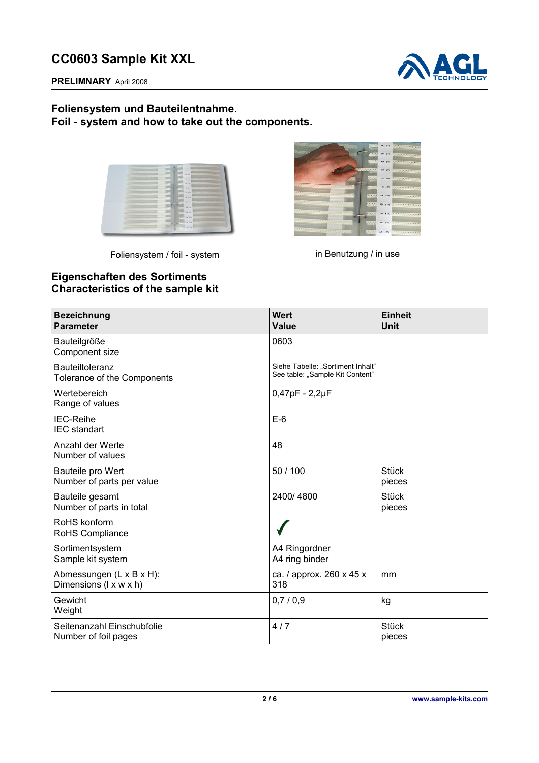# CC0603 Sample Kit XXL

**PRELIMNARY** April 2008

## Foliensystem und Bauteilentnahme.
## Foil - system and how to take out the components.

Foliensystem / foil - system

in Benutzung / in use

## Eigenschaften des Sortiments
## Characteristics of the sample kit

| Bezeichnung<br>Parameter | Wert<br>Value | Einheit<br>Unit |
|---|---|---|
| Bauteilgröße<br>Component size | 0603 | |
| Bauteiltoleranz<br>Tolerance of the Components | Siehe Tabelle: „Sortiment Inhalt"<br>See table: „Sample Kit Content" | |
| Wertebereich<br>Range of values | 0,47pF - 2,2µF | |
| IEC-Reihe<br>IEC standart | E-6 | |
| Anzahl der Werte<br>Number of values | 48 | |
| Bauteile pro Wert<br>Number of parts per value | 50 / 100 | Stück<br>pieces |
| Bauteile gesamt<br>Number of parts in total | 2400/ 4800 | Stück<br>pieces |
| RoHS konform<br>RoHS Compliance | ✓ | |
| Sortimentsystem<br>Sample kit system | A4 Ringordner<br>A4 ring binder | |
| Abmessungen (L x B x H):<br>Dimensions (l x w x h) | ca. / approx. 260 x 45 x 318 | mm |
| Gewicht<br>Weight | 0,7 / 0,9 | kg |
| Seitenanzahl Einschubfolie<br>Number of foil pages | 4 / 7 | Stück<br>pieces |

www.sample-kits.com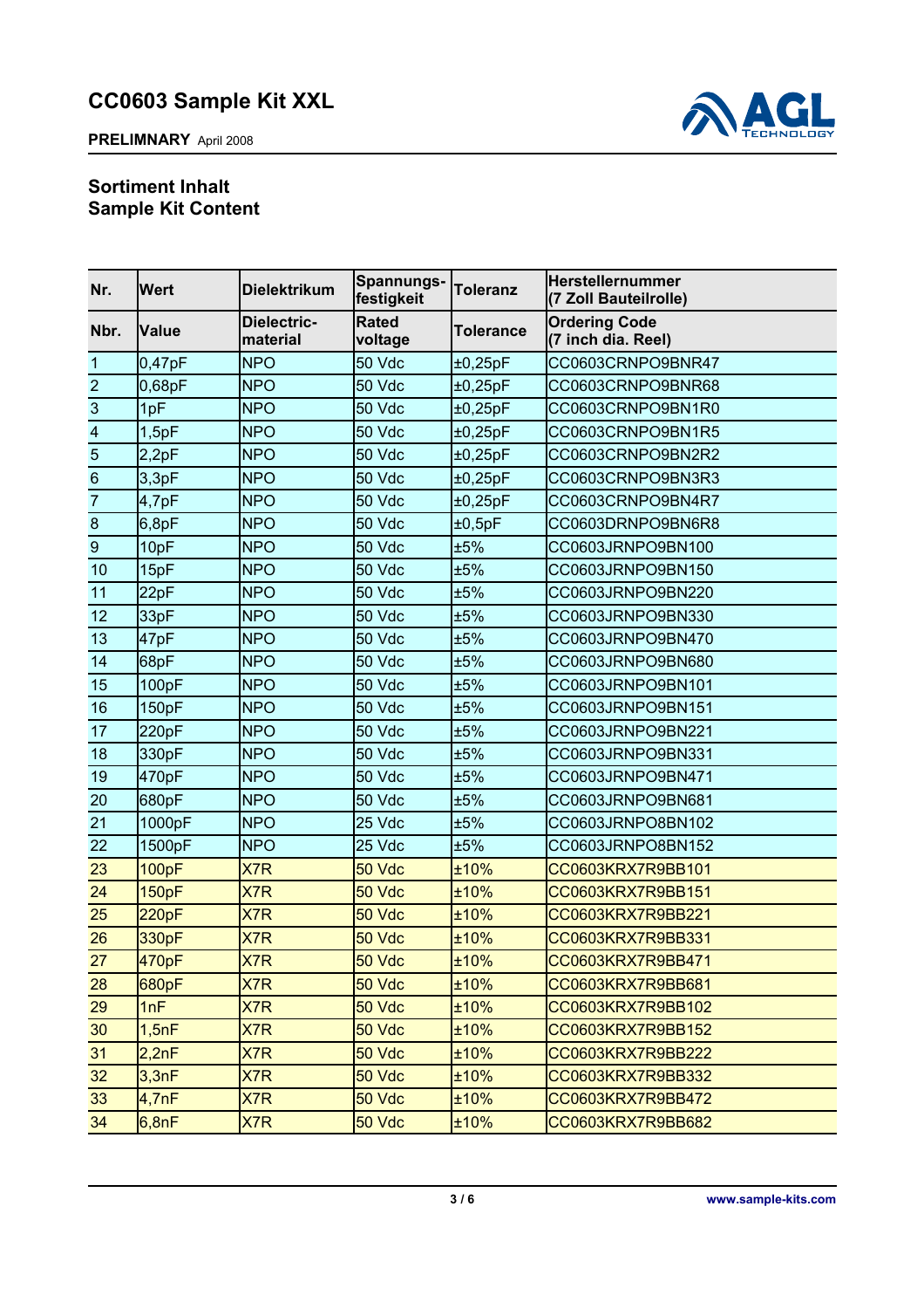# CC0603 Sample Kit XXL

**PRELIMNARY** April 2008

## Sortiment Inhalt
## Sample Kit Content

| Nr. | Wert | Dielektrikum | Spannungs-festigkeit | Toleranz | Herstellernummer (7 Zoll Bauteilrolle) |
|---|---|---|---|---|---|
| **Nbr.** | **Value** | **Dielectric-material** | **Rated voltage** | **Tolerance** | **Ordering Code (7 inch dia. Reel)** |
| 1 | 0,47pF | NPO | 50 Vdc | ±0,25pF | CC0603CRNPO9BNR47 |
| 2 | 0,68pF | NPO | 50 Vdc | ±0,25pF | CC0603CRNPO9BNR68 |
| 3 | 1pF | NPO | 50 Vdc | ±0,25pF | CC0603CRNPO9BN1R0 |
| 4 | 1,5pF | NPO | 50 Vdc | ±0,25pF | CC0603CRNPO9BN1R5 |
| 5 | 2,2pF | NPO | 50 Vdc | ±0,25pF | CC0603CRNPO9BN2R2 |
| 6 | 3,3pF | NPO | 50 Vdc | ±0,25pF | CC0603CRNPO9BN3R3 |
| 7 | 4,7pF | NPO | 50 Vdc | ±0,25pF | CC0603CRNPO9BN4R7 |
| 8 | 6,8pF | NPO | 50 Vdc | ±0,5pF | CC0603DRNPO9BN6R8 |
| 9 | 10pF | NPO | 50 Vdc | ±5% | CC0603JRNPO9BN100 |
| 10 | 15pF | NPO | 50 Vdc | ±5% | CC0603JRNPO9BN150 |
| 11 | 22pF | NPO | 50 Vdc | ±5% | CC0603JRNPO9BN220 |
| 12 | 33pF | NPO | 50 Vdc | ±5% | CC0603JRNPO9BN330 |
| 13 | 47pF | NPO | 50 Vdc | ±5% | CC0603JRNPO9BN470 |
| 14 | 68pF | NPO | 50 Vdc | ±5% | CC0603JRNPO9BN680 |
| 15 | 100pF | NPO | 50 Vdc | ±5% | CC0603JRNPO9BN101 |
| 16 | 150pF | NPO | 50 Vdc | ±5% | CC0603JRNPO9BN151 |
| 17 | 220pF | NPO | 50 Vdc | ±5% | CC0603JRNPO9BN221 |
| 18 | 330pF | NPO | 50 Vdc | ±5% | CC0603JRNPO9BN331 |
| 19 | 470pF | NPO | 50 Vdc | ±5% | CC0603JRNPO9BN471 |
| 20 | 680pF | NPO | 50 Vdc | ±5% | CC0603JRNPO9BN681 |
| 21 | 1000pF | NPO | 25 Vdc | ±5% | CC0603JRNPO8BN102 |
| 22 | 1500pF | NPO | 25 Vdc | ±5% | CC0603JRNPO8BN152 |
| 23 | 100pF | X7R | 50 Vdc | ±10% | CC0603KRX7R9BB101 |
| 24 | 150pF | X7R | 50 Vdc | ±10% | CC0603KRX7R9BB151 |
| 25 | 220pF | X7R | 50 Vdc | ±10% | CC0603KRX7R9BB221 |
| 26 | 330pF | X7R | 50 Vdc | ±10% | CC0603KRX7R9BB331 |
| 27 | 470pF | X7R | 50 Vdc | ±10% | CC0603KRX7R9BB471 |
| 28 | 680pF | X7R | 50 Vdc | ±10% | CC0603KRX7R9BB681 |
| 29 | 1nF | X7R | 50 Vdc | ±10% | CC0603KRX7R9BB102 |
| 30 | 1,5nF | X7R | 50 Vdc | ±10% | CC0603KRX7R9BB152 |
| 31 | 2,2nF | X7R | 50 Vdc | ±10% | CC0603KRX7R9BB222 |
| 32 | 3,3nF | X7R | 50 Vdc | ±10% | CC0603KRX7R9BB332 |
| 33 | 4,7nF | X7R | 50 Vdc | ±10% | CC0603KRX7R9BB472 |
| 34 | 6,8nF | X7R | 50 Vdc | ±10% | CC0603KRX7R9BB682 |

www.sample-kits.com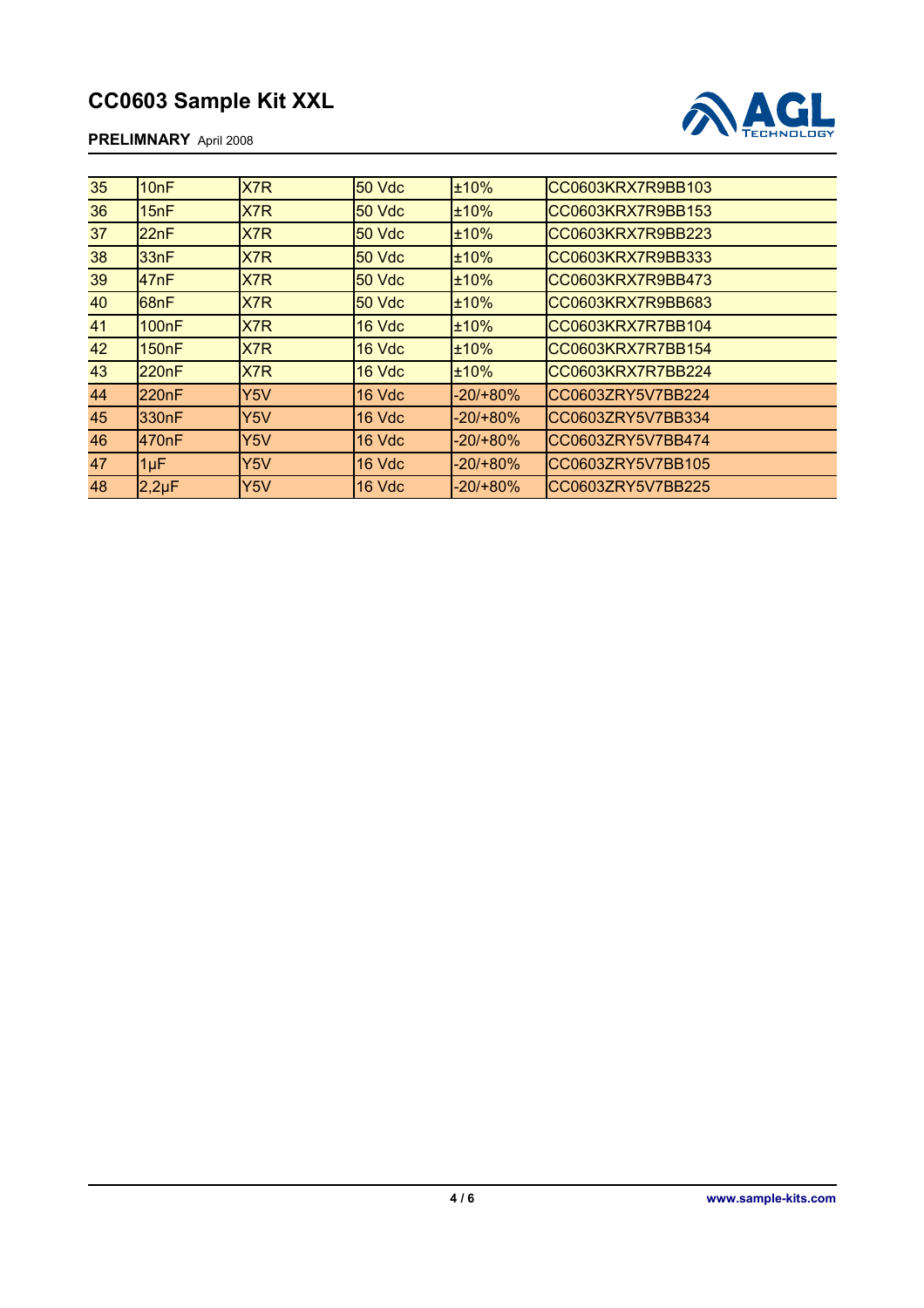# CC0603 Sample Kit XXL

**PRELIMNARY** April 2008

| | | | | | |
|---|---|---|---|---|---|
| 35 | 10nF | X7R | 50 Vdc | ±10% | CC0603KRX7R9BB103 |
| 36 | 15nF | X7R | 50 Vdc | ±10% | CC0603KRX7R9BB153 |
| 37 | 22nF | X7R | 50 Vdc | ±10% | CC0603KRX7R9BB223 |
| 38 | 33nF | X7R | 50 Vdc | ±10% | CC0603KRX7R9BB333 |
| 39 | 47nF | X7R | 50 Vdc | ±10% | CC0603KRX7R9BB473 |
| 40 | 68nF | X7R | 50 Vdc | ±10% | CC0603KRX7R9BB683 |
| 41 | 100nF | X7R | 16 Vdc | ±10% | CC0603KRX7R7BB104 |
| 42 | 150nF | X7R | 16 Vdc | ±10% | CC0603KRX7R7BB154 |
| 43 | 220nF | X7R | 16 Vdc | ±10% | CC0603KRX7R7BB224 |
| 44 | 220nF | Y5V | 16 Vdc | -20/+80% | CC0603ZRY5V7BB224 |
| 45 | 330nF | Y5V | 16 Vdc | -20/+80% | CC0603ZRY5V7BB334 |
| 46 | 470nF | Y5V | 16 Vdc | -20/+80% | CC0603ZRY5V7BB474 |
| 47 | 1µF | Y5V | 16 Vdc | -20/+80% | CC0603ZRY5V7BB105 |
| 48 | 2,2µF | Y5V | 16 Vdc | -20/+80% | CC0603ZRY5V7BB225 |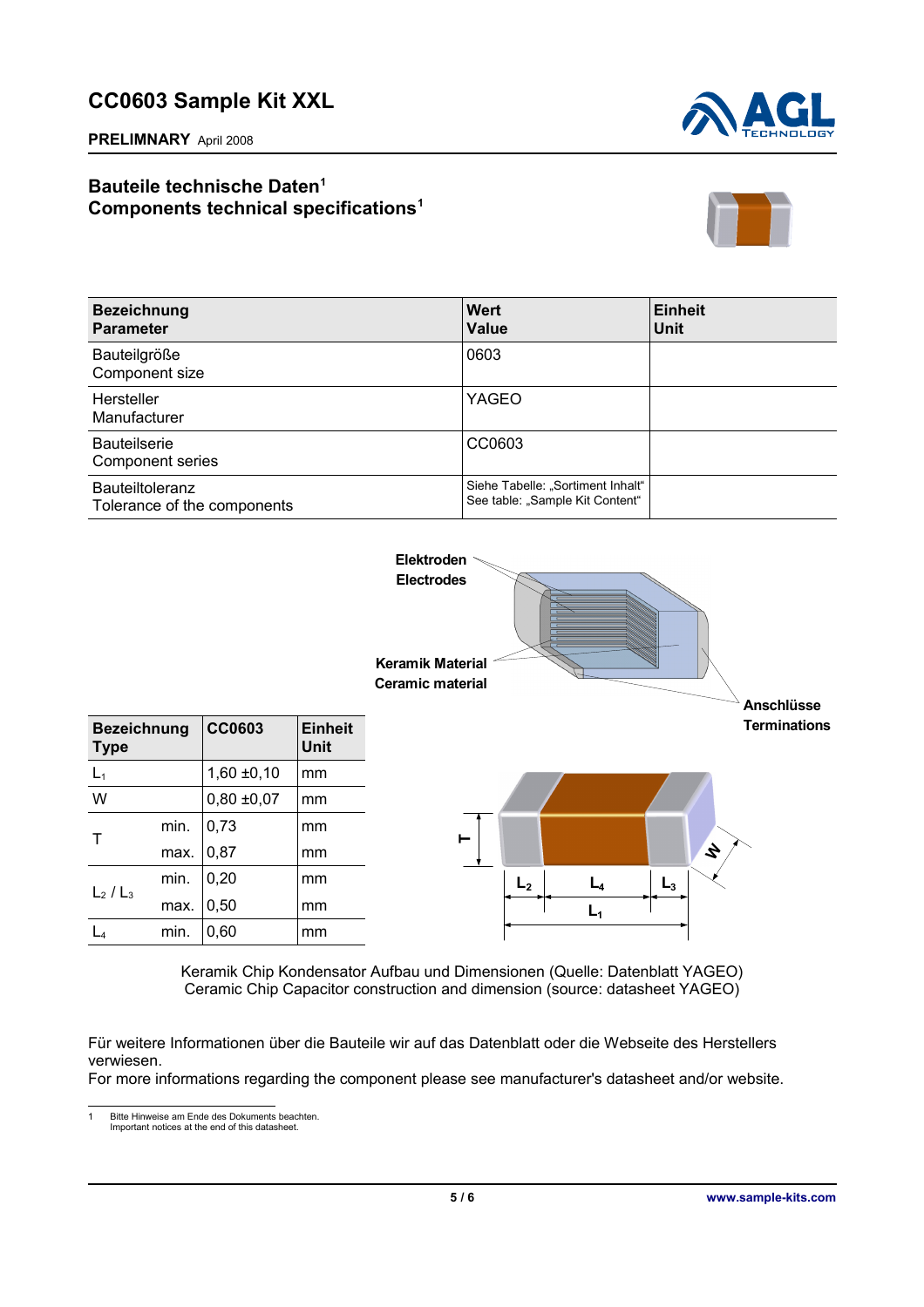# CC0603 Sample Kit XXL

**PRELIMNARY** April 2008

## Bauteile technische Daten[1]
## Components technical specifications[1]

| Bezeichnung<br>Parameter | Wert<br>Value | Einheit<br>Unit |
|---|---|---|
| Bauteilgröße<br>Component size | 0603 | |
| Hersteller<br>Manufacturer | YAGEO | |
| Bauteilserie<br>Component series | CC0603 | |
| Bauteiltoleranz<br>Tolerance of the components | Siehe Tabelle: „Sortiment Inhalt“<br>See table: „Sample Kit Content“ | |

Elektroden
Electrodes

Keramik Material
Ceramic material

Anschlüsse
Terminations

| Bezeichnung<br>Type | | CC0603 | Einheit<br>Unit |
|---|---|---|---|
| $L_1$ | | 1,60 ±0,10 | mm |
| W | | 0,80 ±0,07 | mm |
| T | min. | 0,73 | mm |
| | max. | 0,87 | mm |
| $L_2$ / $L_3$ | min. | 0,20 | mm |
| | max. | 0,50 | mm |
| $L_4$ | min. | 0,60 | mm |

Keramik Chip Kondensator Aufbau und Dimensionen (Quelle: Datenblatt YAGEO)
Ceramic Chip Capacitor construction and dimension (source: datasheet YAGEO)

Für weitere Informationen über die Bauteile wir auf das Datenblatt oder die Webseite des Herstellers verwiesen.
For more informations regarding the component please see manufacturer's datasheet and/or website.

[1] Bitte Hinweise am Ende des Dokuments beachten.
Important notices at the end of this datasheet.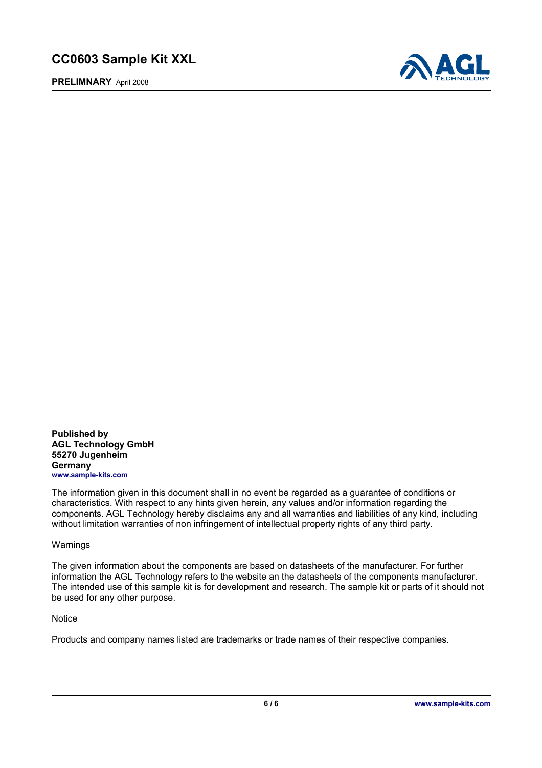**Published by**
**AGL Technology GmbH**
**55270 Jugenheim**
**Germany**
**www.sample-kits.com**

The information given in this document shall in no event be regarded as a guarantee of conditions or characteristics. With respect to any hints given herein, any values and/or information regarding the components. AGL Technology hereby disclaims any and all warranties and liabilities of any kind, including without limitation warranties of non infringement of intellectual property rights of any third party.

Warnings

The given information about the components are based on datasheets of the manufacturer. For further information the AGL Technology refers to the website an the datasheets of the components manufacturer. The intended use of this sample kit is for development and research. The sample kit or parts of it should not be used for any other purpose.

Notice

Products and company names listed are trademarks or trade names of their respective companies.